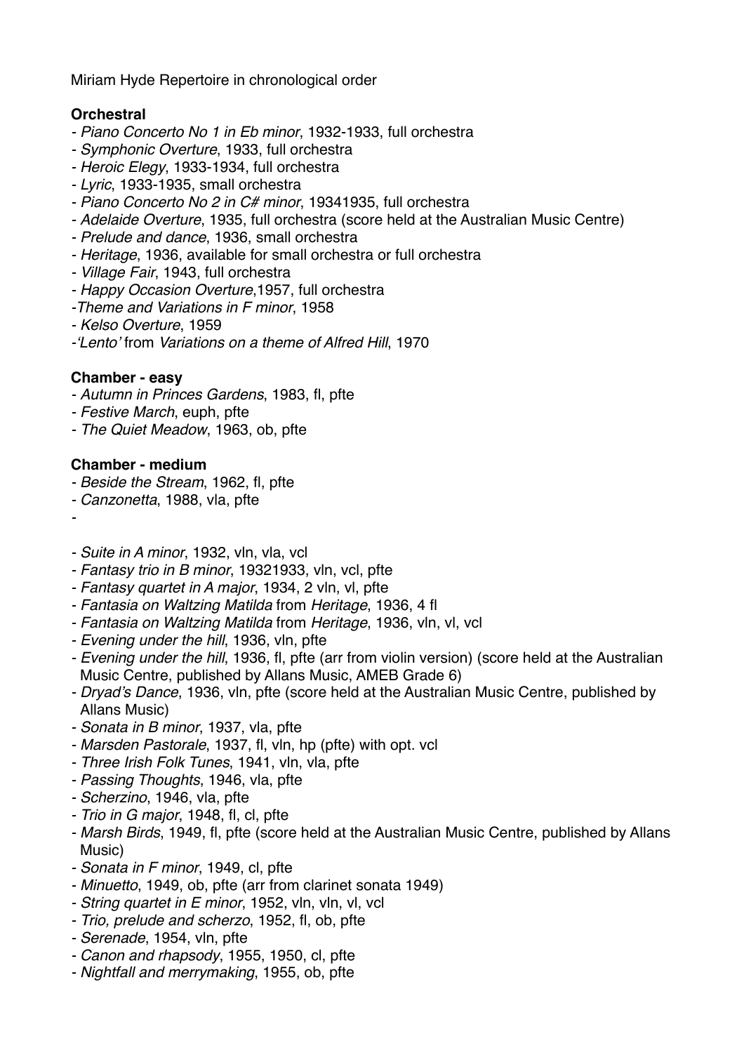Miriam Hyde Repertoire in chronological order

**Orchestral**

- *Piano Concerto No 1 in Eb minor*, 1932-1933, full orchestra
- *Symphonic Overture*, 1933, full orchestra
- *Heroic Elegy*, 1933-1934, full orchestra
- *Lyric*, 1933-1935, small orchestra
- *Piano Concerto No 2 in C# minor*, 19341935, full orchestra
- *Adelaide Overture*, 1935, full orchestra (score held at the Australian Music Centre)
- *Prelude and dance*, 1936, small orchestra
- *Heritage*, 1936, available for small orchestra or full orchestra
- *Village Fair*, 1943, full orchestra
- *Happy Occasion Overture*,1957, full orchestra
- *Theme and Variations in F minor*, 1958
- *Kelso Overture*, 1959
- *'Lento'* from *Variations on a theme of Alfred Hill*, 1970

**Chamber - easy**

- *Autumn in Princes Gardens*, 1983, fl, pfte
- *Festive March*, euph, pfte
- *The Quiet Meadow*, 1963, ob, pfte

**Chamber - medium**

- *Beside the Stream*, 1962, fl, pfte
- *Canzonetta*, 1988, vla, pfte
-

- *Suite in A minor*, 1932, vln, vla, vcl
- *Fantasy trio in B minor*, 19321933, vln, vcl, pfte
- *Fantasy quartet in A major*, 1934, 2 vln, vl, pfte
- *Fantasia on Waltzing Matilda* from *Heritage*, 1936, 4 fl
- *Fantasia on Waltzing Matilda* from *Heritage*, 1936, vln, vl, vcl
- *Evening under the hill*, 1936, vln, pfte
- *Evening under the hill*, 1936, fl, pfte (arr from violin version) (score held at the Australian Music Centre, published by Allans Music, AMEB Grade 6)
- *Dryad's Dance*, 1936, vln, pfte (score held at the Australian Music Centre, published by Allans Music)
- *Sonata in B minor*, 1937, vla, pfte
- *Marsden Pastorale*, 1937, fl, vln, hp (pfte) with opt. vcl
- *Three Irish Folk Tunes*, 1941, vln, vla, pfte
- *Passing Thoughts*, 1946, vla, pfte
- *Scherzino*, 1946, vla, pfte
- *Trio in G major*, 1948, fl, cl, pfte
- *Marsh Birds*, 1949, fl, pfte (score held at the Australian Music Centre, published by Allans Music)
- *Sonata in F minor*, 1949, cl, pfte
- *Minuetto*, 1949, ob, pfte (arr from clarinet sonata 1949)
- *String quartet in E minor*, 1952, vln, vln, vl, vcl
- *Trio, prelude and scherzo*, 1952, fl, ob, pfte
- *Serenade*, 1954, vln, pfte
- *Canon and rhapsody*, 1955, 1950, cl, pfte
- *Nightfall and merrymaking*, 1955, ob, pfte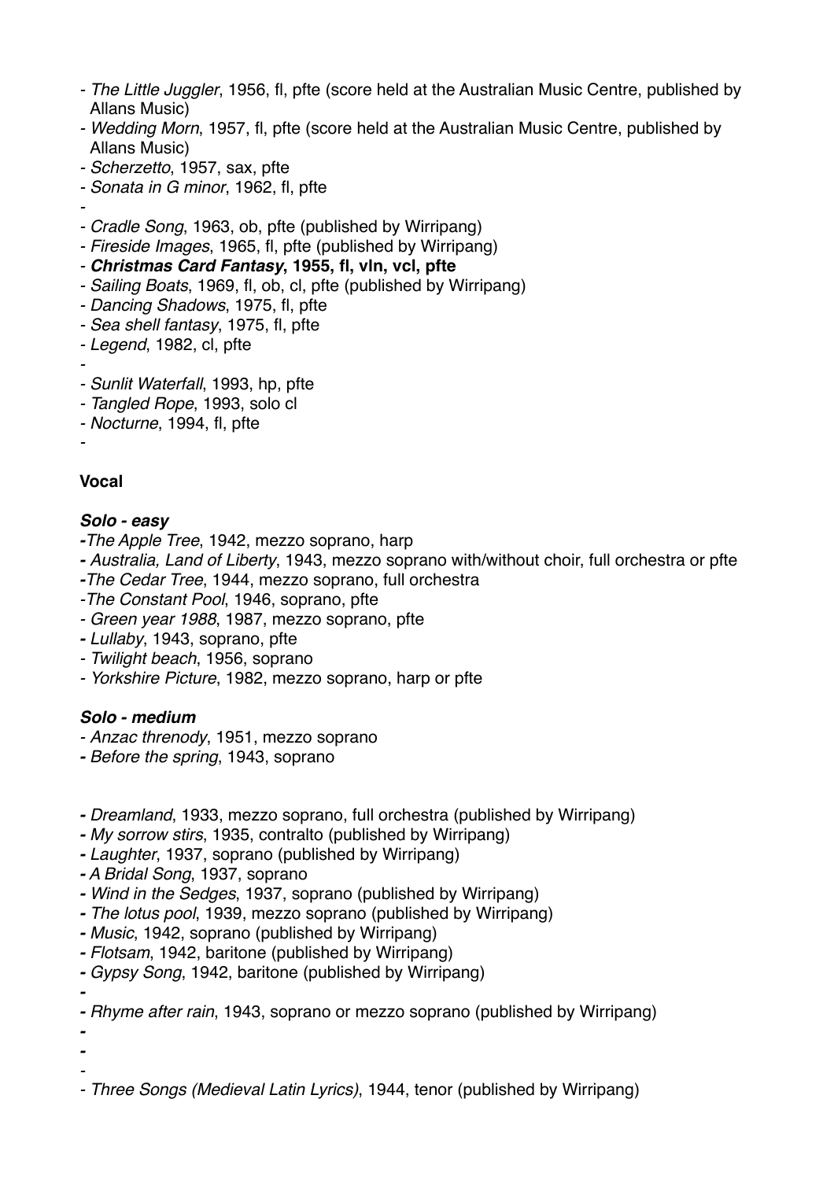- *The Little Juggler*, 1956, fl, pfte (score held at the Australian Music Centre, published by Allans Music)
- *Wedding Morn*, 1957, fl, pfte (score held at the Australian Music Centre, published by Allans Music)
- *Scherzetto*, 1957, sax, pfte
- *Sonata in G minor*, 1962, fl, pfte
- 
- *Cradle Song*, 1963, ob, pfte (published by Wirripang)
- *Fireside Images*, 1965, fl, pfte (published by Wirripang)
- ***Christmas Card Fantasy*, 1955, fl, vln, vcl, pfte**
- *Sailing Boats*, 1969, fl, ob, cl, pfte (published by Wirripang)
- *Dancing Shadows*, 1975, fl, pfte
- *Sea shell fantasy*, 1975, fl, pfte
- *Legend*, 1982, cl, pfte
- 
- *Sunlit Waterfall*, 1993, hp, pfte
- *Tangled Rope*, 1993, solo cl
- *Nocturne*, 1994, fl, pfte
- 

**Vocal**

***Solo - easy***

- *The Apple Tree*, 1942, mezzo soprano, harp
- *Australia, Land of Liberty*, 1943, mezzo soprano with/without choir, full orchestra or pfte
- *The Cedar Tree*, 1944, mezzo soprano, full orchestra
- *The Constant Pool*, 1946, soprano, pfte
- *Green year 1988*, 1987, mezzo soprano, pfte
- *Lullaby*, 1943, soprano, pfte
- *Twilight beach*, 1956, soprano
- *Yorkshire Picture*, 1982, mezzo soprano, harp or pfte

***Solo - medium***

- *Anzac threnody*, 1951, mezzo soprano
- *Before the spring*, 1943, soprano

- *Dreamland*, 1933, mezzo soprano, full orchestra (published by Wirripang)
- *My sorrow stirs*, 1935, contralto (published by Wirripang)
- *Laughter*, 1937, soprano (published by Wirripang)
- *A Bridal Song*, 1937, soprano
- *Wind in the Sedges*, 1937, soprano (published by Wirripang)
- *The lotus pool*, 1939, mezzo soprano (published by Wirripang)
- *Music*, 1942, soprano (published by Wirripang)
- *Flotsam*, 1942, baritone (published by Wirripang)
- *Gypsy Song*, 1942, baritone (published by Wirripang)
- 
- *Rhyme after rain*, 1943, soprano or mezzo soprano (published by Wirripang)
- 
- 
- 
- *Three Songs (Medieval Latin Lyrics)*, 1944, tenor (published by Wirripang)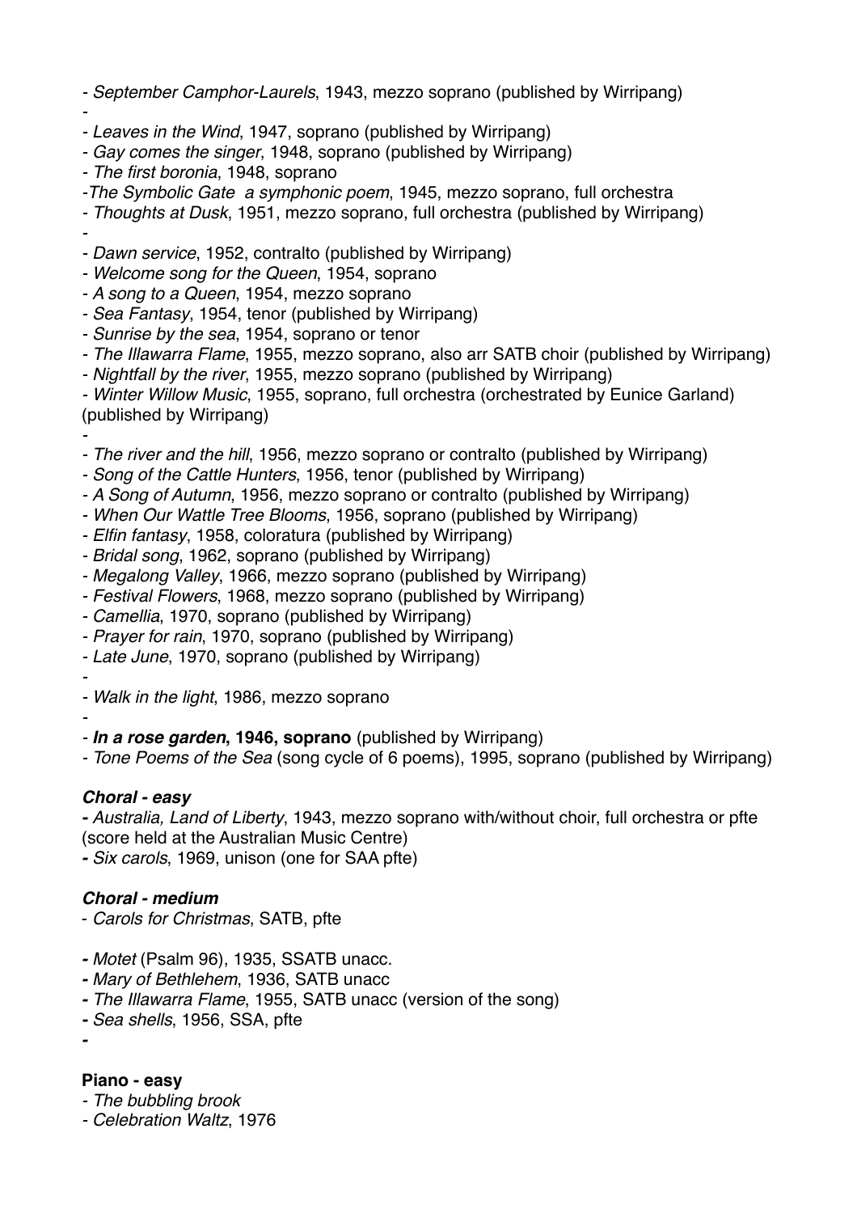- *September Camphor-Laurels*, 1943, mezzo soprano (published by Wirripang)
-
- *Leaves in the Wind*, 1947, soprano (published by Wirripang)
- *Gay comes the singer*, 1948, soprano (published by Wirripang)
- *The first boronia*, 1948, soprano
- *The Symbolic Gate a symphonic poem*, 1945, mezzo soprano, full orchestra
- *Thoughts at Dusk*, 1951, mezzo soprano, full orchestra (published by Wirripang)
-
- *Dawn service*, 1952, contralto (published by Wirripang)
- *Welcome song for the Queen*, 1954, soprano
- *A song to a Queen*, 1954, mezzo soprano
- *Sea Fantasy*, 1954, tenor (published by Wirripang)
- *Sunrise by the sea*, 1954, soprano or tenor
- *The Illawarra Flame*, 1955, mezzo soprano, also arr SATB choir (published by Wirripang)
- *Nightfall by the river*, 1955, mezzo soprano (published by Wirripang)
- *Winter Willow Music*, 1955, soprano, full orchestra (orchestrated by Eunice Garland) (published by Wirripang)
-
- *The river and the hill*, 1956, mezzo soprano or contralto (published by Wirripang)
- *Song of the Cattle Hunters*, 1956, tenor (published by Wirripang)
- *A Song of Autumn*, 1956, mezzo soprano or contralto (published by Wirripang)
- *When Our Wattle Tree Blooms*, 1956, soprano (published by Wirripang)
- *Elfin fantasy*, 1958, coloratura (published by Wirripang)
- *Bridal song*, 1962, soprano (published by Wirripang)
- *Megalong Valley*, 1966, mezzo soprano (published by Wirripang)
- *Festival Flowers*, 1968, mezzo soprano (published by Wirripang)
- *Camellia*, 1970, soprano (published by Wirripang)
- *Prayer for rain*, 1970, soprano (published by Wirripang)
- *Late June*, 1970, soprano (published by Wirripang)
-
- *Walk in the light*, 1986, mezzo soprano
-
- ***In a rose garden*, 1946, soprano** (published by Wirripang)
- *Tone Poems of the Sea* (song cycle of 6 poems), 1995, soprano (published by Wirripang)

***Choral - easy***

- *Australia, Land of Liberty*, 1943, mezzo soprano with/without choir, full orchestra or pfte (score held at the Australian Music Centre)
- *Six carols*, 1969, unison (one for SAA pfte)

***Choral - medium***

- *Carols for Christmas*, SATB, pfte

- *Motet* (Psalm 96), 1935, SSATB unacc.
- *Mary of Bethlehem*, 1936, SATB unacc
- *The Illawarra Flame*, 1955, SATB unacc (version of the song)
- *Sea shells*, 1956, SSA, pfte
-

**Piano - easy**

- *The bubbling brook*
- *Celebration Waltz*, 1976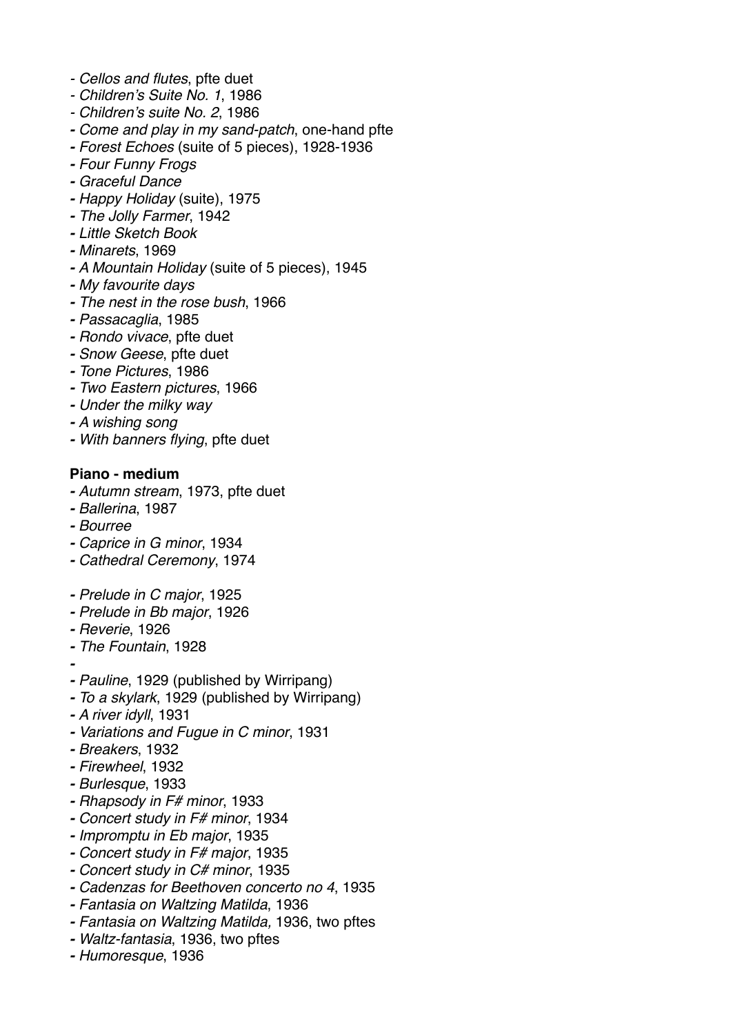- *Cellos and flutes*, pfte duet
- *Children's Suite No. 1*, 1986
- *Children's suite No. 2*, 1986
- *Come and play in my sand-patch*, one-hand pfte
- *Forest Echoes* (suite of 5 pieces), 1928-1936
- *Four Funny Frogs*
- *Graceful Dance*
- *Happy Holiday* (suite), 1975
- *The Jolly Farmer*, 1942
- *Little Sketch Book*
- *Minarets*, 1969
- *A Mountain Holiday* (suite of 5 pieces), 1945
- *My favourite days*
- *The nest in the rose bush*, 1966
- *Passacaglia*, 1985
- *Rondo vivace*, pfte duet
- *Snow Geese*, pfte duet
- *Tone Pictures*, 1986
- *Two Eastern pictures*, 1966
- *Under the milky way*
- *A wishing song*
- *With banners flying*, pfte duet

**Piano - medium**

- *Autumn stream*, 1973, pfte duet
- *Ballerina*, 1987
- *Bourree*
- *Caprice in G minor*, 1934
- *Cathedral Ceremony*, 1974

- *Prelude in C major*, 1925
- *Prelude in Bb major*, 1926
- *Reverie*, 1926
- *The Fountain*, 1928
-
- *Pauline*, 1929 (published by Wirripang)
- *To a skylark*, 1929 (published by Wirripang)
- *A river idyll*, 1931
- *Variations and Fugue in C minor*, 1931
- *Breakers*, 1932
- *Firewheel*, 1932
- *Burlesque*, 1933
- *Rhapsody in F# minor*, 1933
- *Concert study in F# minor*, 1934
- *Impromptu in Eb major*, 1935
- *Concert study in F# major*, 1935
- *Concert study in C# minor*, 1935
- *Cadenzas for Beethoven concerto no 4*, 1935
- *Fantasia on Waltzing Matilda*, 1936
- *Fantasia on Waltzing Matilda,* 1936, two pftes
- *Waltz-fantasia*, 1936, two pftes
- *Humoresque*, 1936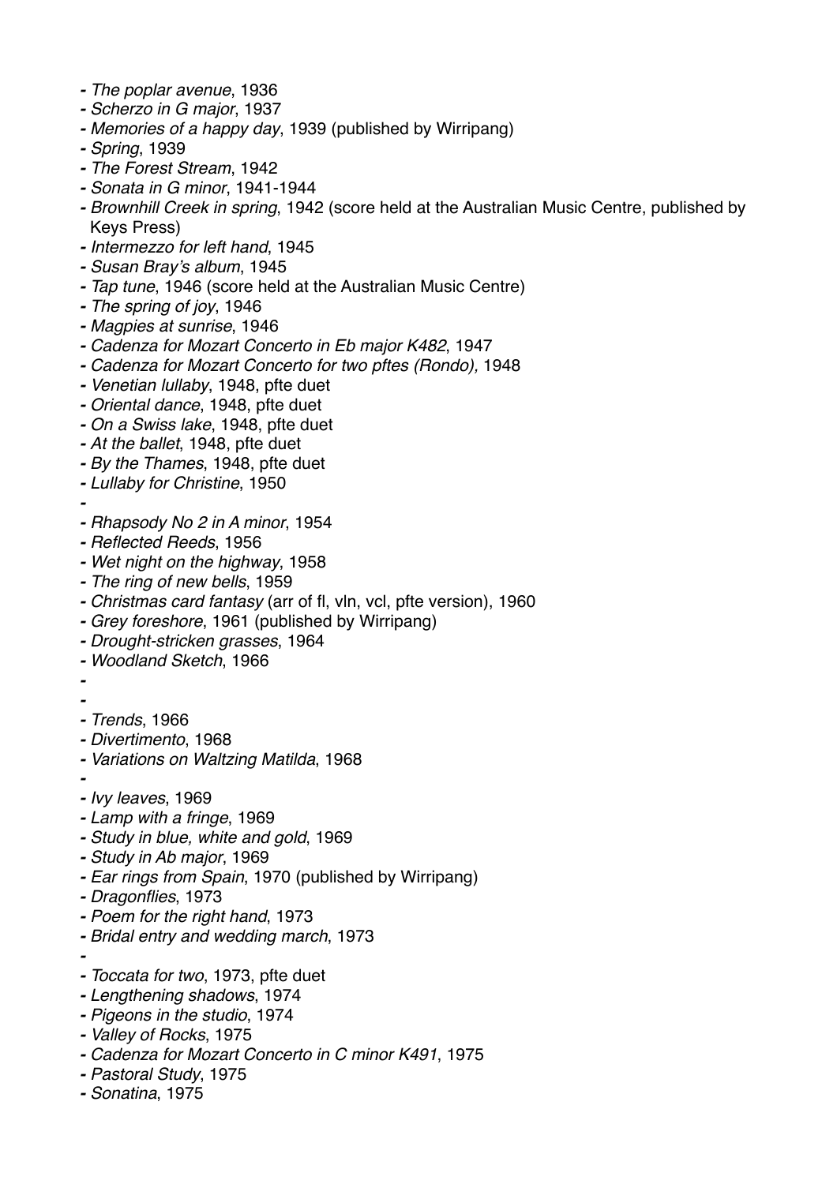- *The poplar avenue*, 1936
- *Scherzo in G major*, 1937
- *Memories of a happy day*, 1939 (published by Wirripang)
- *Spring*, 1939
- *The Forest Stream*, 1942
- *Sonata in G minor*, 1941-1944
- *Brownhill Creek in spring*, 1942 (score held at the Australian Music Centre, published by Keys Press)
- *Intermezzo for left hand*, 1945
- *Susan Bray's album*, 1945
- *Tap tune*, 1946 (score held at the Australian Music Centre)
- *The spring of joy*, 1946
- *Magpies at sunrise*, 1946
- *Cadenza for Mozart Concerto in Eb major K482*, 1947
- *Cadenza for Mozart Concerto for two pftes (Rondo),* 1948
- *Venetian lullaby*, 1948, pfte duet
- *Oriental dance*, 1948, pfte duet
- *On a Swiss lake*, 1948, pfte duet
- *At the ballet*, 1948, pfte duet
- *By the Thames*, 1948, pfte duet
- *Lullaby for Christine*, 1950
- 
- *Rhapsody No 2 in A minor*, 1954
- *Reflected Reeds*, 1956
- *Wet night on the highway*, 1958
- *The ring of new bells*, 1959
- *Christmas card fantasy* (arr of fl, vln, vcl, pfte version), 1960
- *Grey foreshore*, 1961 (published by Wirripang)
- *Drought-stricken grasses*, 1964
- *Woodland Sketch*, 1966
- 
- 
- *Trends*, 1966
- *Divertimento*, 1968
- *Variations on Waltzing Matilda*, 1968
- 
- *Ivy leaves*, 1969
- *Lamp with a fringe*, 1969
- *Study in blue, white and gold*, 1969
- *Study in Ab major*, 1969
- *Ear rings from Spain*, 1970 (published by Wirripang)
- *Dragonflies*, 1973
- *Poem for the right hand*, 1973
- *Bridal entry and wedding march*, 1973
- 
- *Toccata for two*, 1973, pfte duet
- *Lengthening shadows*, 1974
- *Pigeons in the studio*, 1974
- *Valley of Rocks*, 1975
- *Cadenza for Mozart Concerto in C minor K491*, 1975
- *Pastoral Study*, 1975
- *Sonatina*, 1975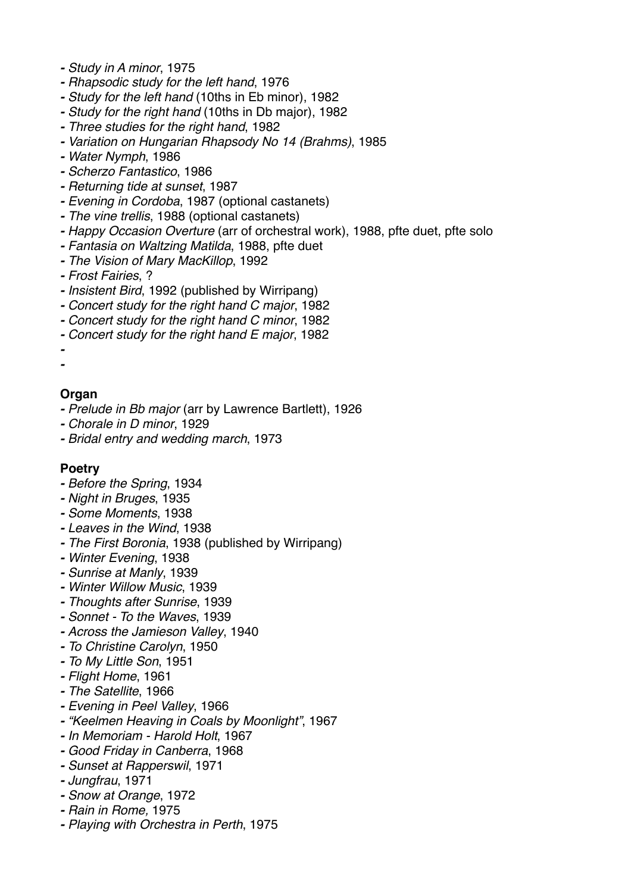- *Study in A minor*, 1975
- *Rhapsodic study for the left hand*, 1976
- *Study for the left hand* (10ths in Eb minor), 1982
- *Study for the right hand* (10ths in Db major), 1982
- *Three studies for the right hand*, 1982
- *Variation on Hungarian Rhapsody No 14 (Brahms)*, 1985
- *Water Nymph*, 1986
- *Scherzo Fantastico*, 1986
- *Returning tide at sunset*, 1987
- *Evening in Cordoba*, 1987 (optional castanets)
- *The vine trellis*, 1988 (optional castanets)
- *Happy Occasion Overture* (arr of orchestral work), 1988, pfte duet, pfte solo
- *Fantasia on Waltzing Matilda*, 1988, pfte duet
- *The Vision of Mary MacKillop*, 1992
- *Frost Fairies*, ?
- *Insistent Bird*, 1992 (published by Wirripang)
- *Concert study for the right hand C major*, 1982
- *Concert study for the right hand C minor*, 1982
- *Concert study for the right hand E major*, 1982
- 
- 

**Organ**
- *Prelude in Bb major* (arr by Lawrence Bartlett), 1926
- *Chorale in D minor*, 1929
- *Bridal entry and wedding march*, 1973

**Poetry**
- *Before the Spring*, 1934
- *Night in Bruges*, 1935
- *Some Moments*, 1938
- *Leaves in the Wind*, 1938
- *The First Boronia*, 1938 (published by Wirripang)
- *Winter Evening*, 1938
- *Sunrise at Manly*, 1939
- *Winter Willow Music*, 1939
- *Thoughts after Sunrise*, 1939
- *Sonnet - To the Waves*, 1939
- *Across the Jamieson Valley*, 1940
- *To Christine Carolyn*, 1950
- *To My Little Son*, 1951
- *Flight Home*, 1961
- *The Satellite*, 1966
- *Evening in Peel Valley*, 1966
- *"Keelmen Heaving in Coals by Moonlight"*, 1967
- *In Memoriam - Harold Holt*, 1967
- *Good Friday in Canberra*, 1968
- *Sunset at Rapperswil*, 1971
- *Jungfrau*, 1971
- *Snow at Orange*, 1972
- *Rain in Rome,* 1975
- *Playing with Orchestra in Perth*, 1975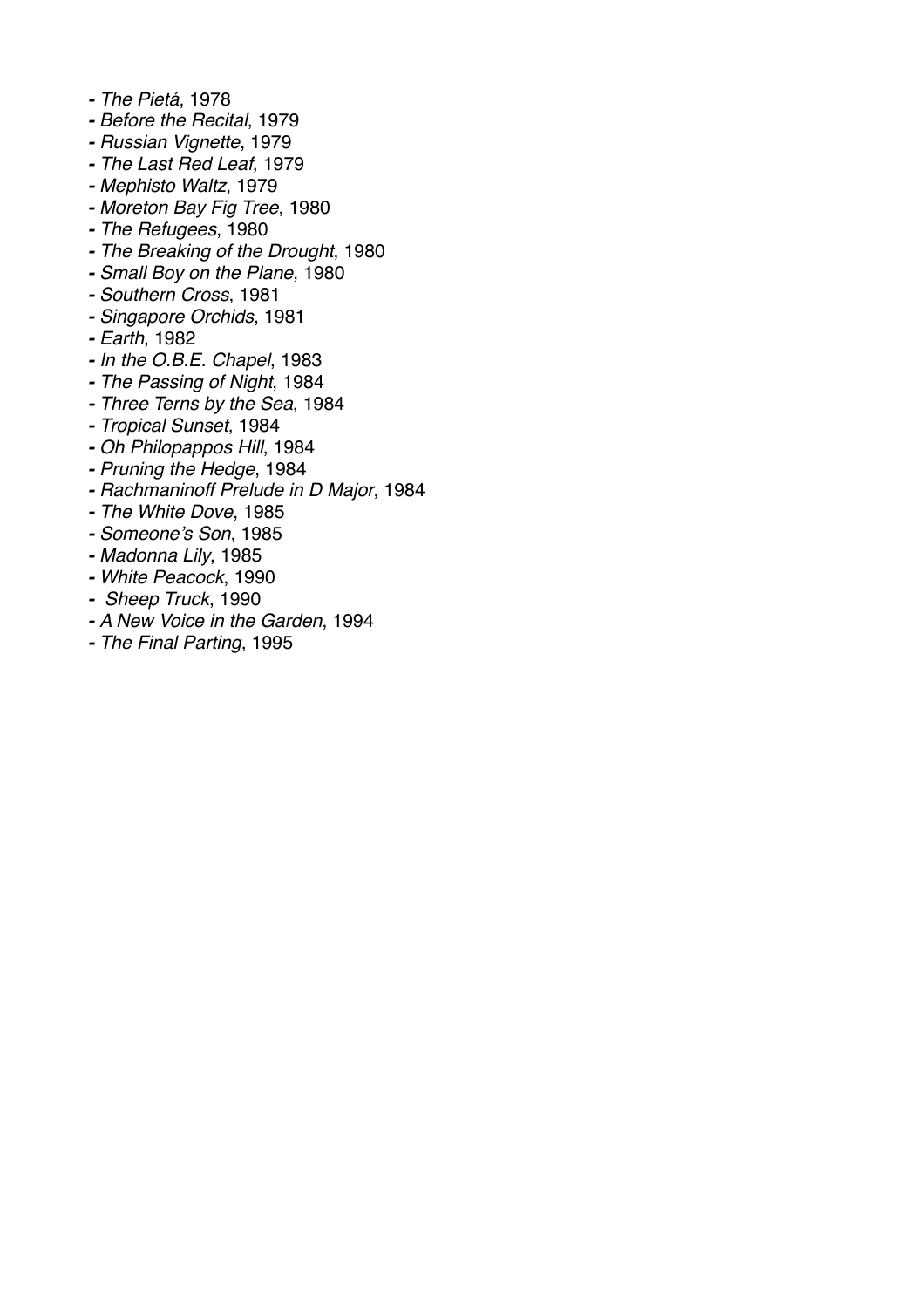- *The Pietá*, 1978
- *Before the Recital*, 1979
- *Russian Vignette*, 1979
- *The Last Red Leaf*, 1979
- *Mephisto Waltz*, 1979
- *Moreton Bay Fig Tree*, 1980
- *The Refugees*, 1980
- *The Breaking of the Drought*, 1980
- *Small Boy on the Plane*, 1980
- *Southern Cross*, 1981
- *Singapore Orchids*, 1981
- *Earth*, 1982
- *In the O.B.E. Chapel*, 1983
- *The Passing of Night*, 1984
- *Three Terns by the Sea*, 1984
- *Tropical Sunset*, 1984
- *Oh Philopappos Hill*, 1984
- *Pruning the Hedge*, 1984
- *Rachmaninoff Prelude in D Major*, 1984
- *The White Dove*, 1985
- *Someone's Son*, 1985
- *Madonna Lily*, 1985
- *White Peacock*, 1990
- *Sheep Truck*, 1990
- *A New Voice in the Garden*, 1994
- *The Final Parting*, 1995